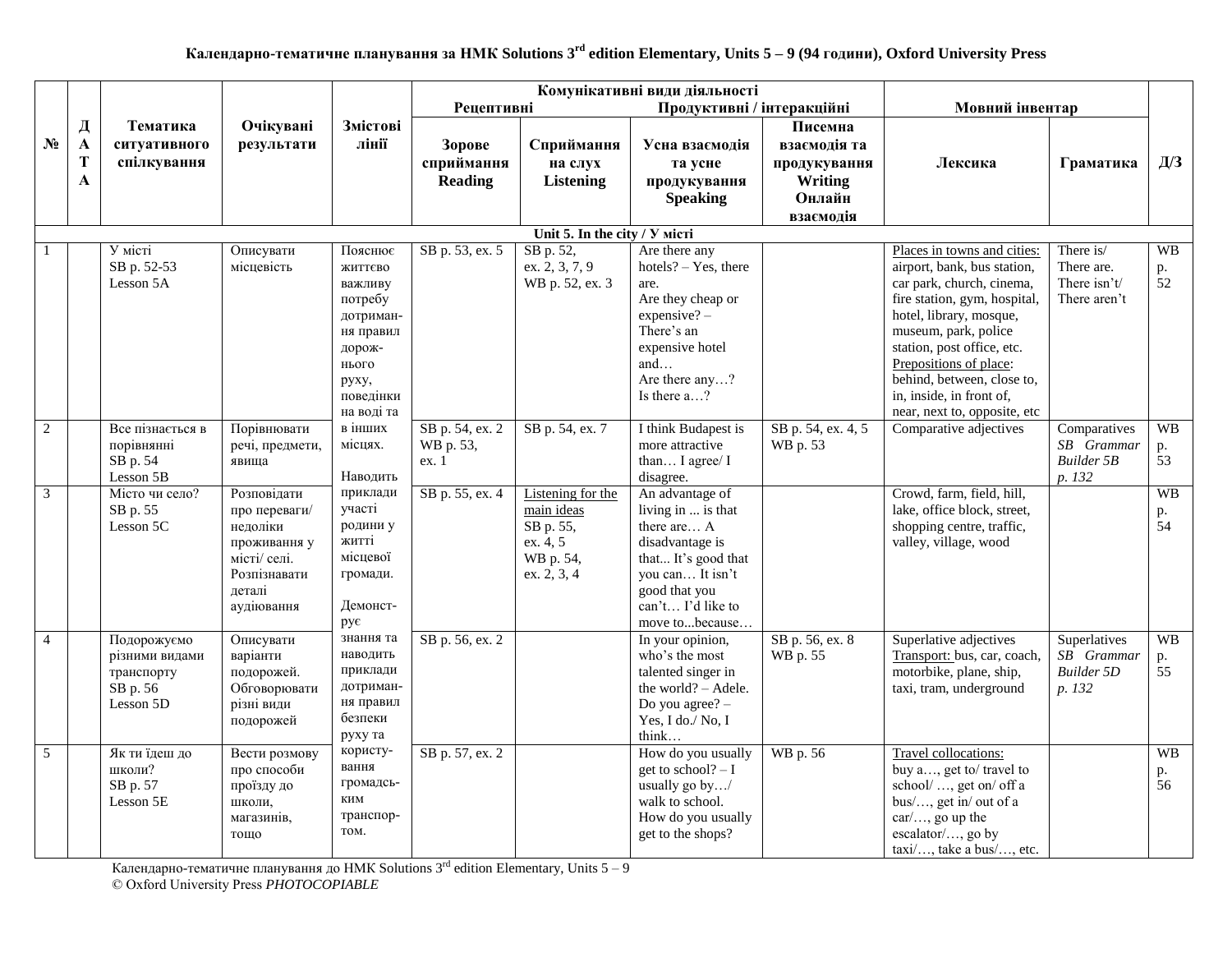**Календарно-тематичне планування за НМК Solutions 3rd edition Elementary, Units 5 – 9 (94 години), Oxford University Press**

| № | ДАТА | Тематика ситуативного спілкування | Очікувані результати | Змістові лінії | Комунікативні види діяльності: Рецептивні | | Продуктивні / інтеракційні | | Мовний інвентар | | Д/З |
|---|---|---|---|---|---|---|---|---|---|---|---|
| | | | | | Зорове сприймання Reading | Сприймання на слух Listening | Усна взаємодія та усне продукування Speaking | Писемна взаємодія та продукування Writing Онлайн взаємодія | Лексика | Граматика | |
| **Unit 5. In the city / У місті** | | | | | | | | | | | |
| 1 | | У місті SB p. 52-53 Lesson 5A | Описувати місцевість | Пояснює життєво важливу потребу дотримання правил дорожнього руху, поведінки на воді та в інших місцях. Наводить приклади участі родини у житті місцевої громади. Демонструє знання та наводить приклади дотримання правил безпеки руху та користування громадським транспортом. | SB p. 53, ex. 5 | SB p. 52, ex. 2, 3, 7, 9 WB p. 52, ex. 3 | Are there any hotels? – Yes, there are. Are they cheap or expensive? – There's an expensive hotel and… Are there any…? Is there a…? | | Places in towns and cities: airport, bank, bus station, car park, church, cinema, fire station, gym, hospital, hotel, library, mosque, museum, park, police station, post office, etc. Prepositions of place: behind, between, close to, in, inside, in front of, near, next to, opposite, etc | There is/ There are. There isn't/ There aren't | WB p. 52 |
| 2 | | Все пізнається в порівнянні SB p. 54 Lesson 5B | Порівнювати речі, предмети, явища | | SB p. 54, ex. 2 WB p. 53, ex. 1 | SB p. 54, ex. 7 | I think Budapest is more attractive than… I agree/ I disagree. | SB p. 54, ex. 4, 5 WB p. 53 | Comparative adjectives | Comparatives *SB Grammar Builder 5B p. 132* | WB p. 53 |
| 3 | | Місто чи село? SB p. 55 Lesson 5C | Розповідати про переваги/ недоліки проживання у місті/ селі. Розпізнавати деталі аудіювання | | SB p. 55, ex. 4 | Listening for the main ideas SB p. 55, ex. 4, 5 WB p. 54, ex. 2, 3, 4 | An advantage of living in ... is that there are… A disadvantage is that... It's good that you can… It isn't good that you can't… I'd like to move to...because… | | Crowd, farm, field, hill, lake, office block, street, shopping centre, traffic, valley, village, wood | | WB p. 54 |
| 4 | | Подорожуємо різними видами транспорту SB p. 56 Lesson 5D | Описувати варіанти подорожей. Обговорювати різні види подорожей | | SB p. 56, ex. 2 | | In your opinion, who's the most talented singer in the world? – Adele. Do you agree? – Yes, I do./ No, I think… | SB p. 56, ex. 8 WB p. 55 | Superlative adjectives Transport: bus, car, coach, motorbike, plane, ship, taxi, tram, underground | Superlatives *SB Grammar Builder 5D p. 132* | WB p. 55 |
| 5 | | Як ти їдеш до школи? SB p. 57 Lesson 5E | Вести розмову про способи проїзду до школи, магазинів, тощо | | SB p. 57, ex. 2 | | How do you usually get to school? – I usually go by…/ walk to school. How do you usually get to the shops? | WB p. 56 | Travel collocations: buy a…, get to/ travel to school/ …, get on/ off a bus/…, get in/ out of a car/…, go up the escalator/…, go by taxi/…, take a bus/…, etc. | | WB p. 56 |

Календарно-тематичне планування до НМК Solutions 3rd edition Elementary, Units 5 – 9
© Oxford University Press *PHOTOCOPIABLE*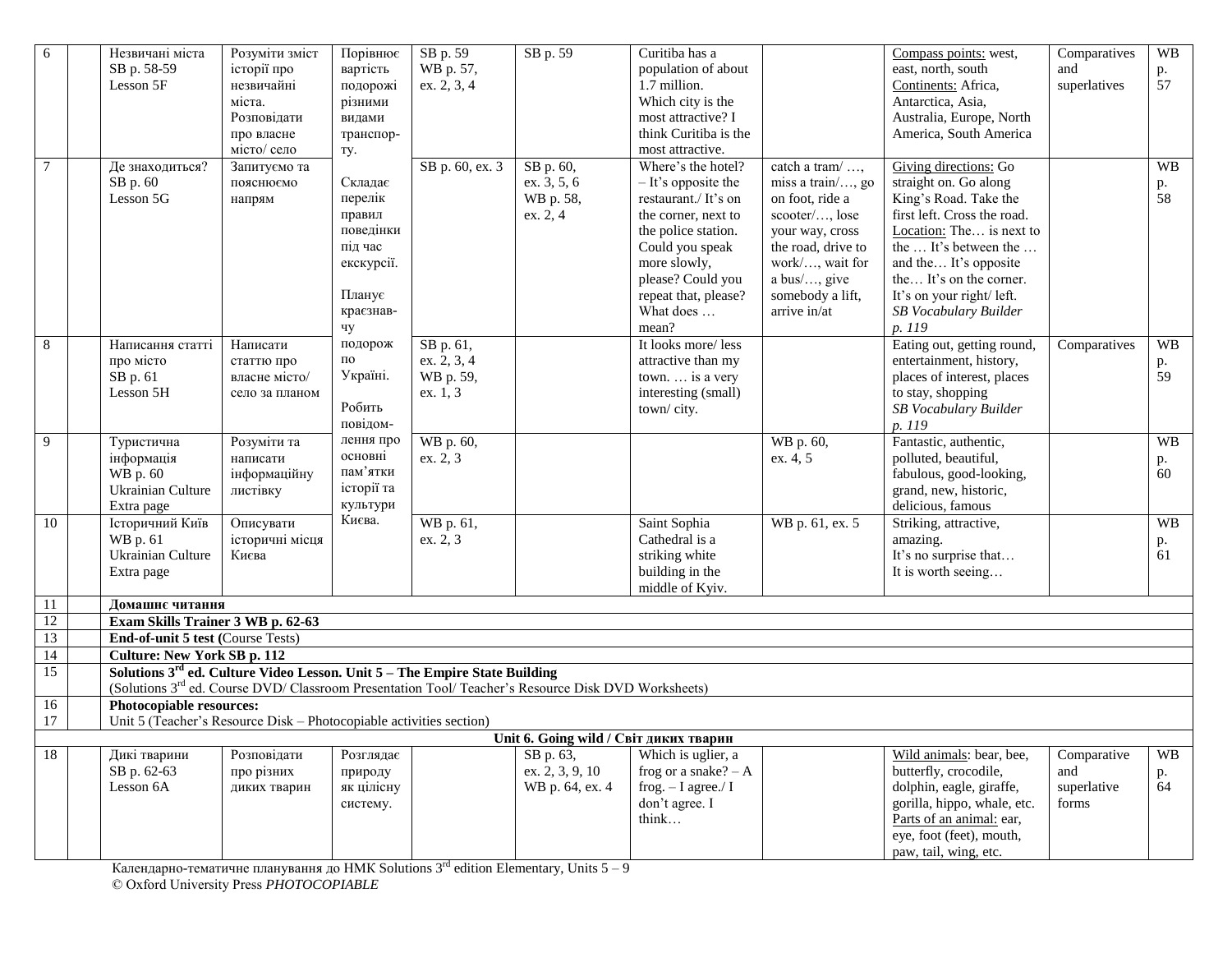| 6 | | Незвичані міста SB p. 58-59 Lesson 5F | Розуміти зміст історії про незвичайні міста. Розповідати про власне місто/ село | Порівнює вартість подорожі різними видами транспор-ту. Складає перелік правил поведінки під час екскурсії. Планує краєзнав-чу подорож по Україні. Робить повідом-лення про основні пам'ятки історії та культури Києва. | SB p. 59 WB p. 57, ex. 2, 3, 4 | SB p. 59 | Curitiba has a population of about 1.7 million. Which city is the most attractive? I think Curitiba is the most attractive. | | Compass points: west, east, north, south Continents: Africa, Antarctica, Asia, Australia, Europe, North America, South America | Comparatives and superlatives | WB p. 57 |
|---|---|---|---|---|---|---|---|---|---|---|---|
| 7 | | Де знаходиться? SB p. 60 Lesson 5G | Запитуємо та пояснюємо напрям | | SB p. 60, ex. 3 | SB p. 60, ex. 3, 5, 6 WB p. 58, ex. 2, 4 | Where's the hotel? – It's opposite the restaurant./ It's on the corner, next to the police station. Could you speak more slowly, please? Could you repeat that, please? What does … mean? | catch a tram/ …, miss a train/…, go on foot, ride a scooter/…, lose your way, cross the road, drive to work/…, wait for a bus/…, give somebody a lift, arrive in/at | Giving directions: Go straight on. Go along King's Road. Take the first left. Cross the road. Location: The… is next to the … It's between the … and the… It's opposite the… It's on the corner. It's on your right/ left. *SB Vocabulary Builder p. 119* | | WB p. 58 |
| 8 | | Написання статті про місто SB p. 61 Lesson 5H | Написати статтю про власне місто/ село за планом | | SB p. 61, ex. 2, 3, 4 WB p. 59, ex. 1, 3 | | It looks more/ less attractive than my town. … is a very interesting (small) town/ city. | | Eating out, getting round, entertainment, history, places of interest, places to stay, shopping *SB Vocabulary Builder p. 119* | Comparatives | WB p. 59 |
| 9 | | Туристична інформація WB p. 60 Ukrainian Culture Extra page | Розуміти та написати інформаційну листівку | | WB p. 60, ex. 2, 3 | | | WB p. 60, ex. 4, 5 | Fantastic, authentic, polluted, beautiful, fabulous, good-looking, grand, new, historic, delicious, famous | | WB p. 60 |
| 10 | | Історичний Київ WB p. 61 Ukrainian Culture Extra page | Описувати історичні місця Києва | | WB p. 61, ex. 2, 3 | | Saint Sophia Cathedral is a striking white building in the middle of Kyiv. | WB p. 61, ex. 5 | Striking, attractive, amazing. It's no surprise that… It is worth seeing… | | WB p. 61 |
| 11 | | **Домашнє читання** | | | | | | | | | |
| 12 | | **Exam Skills Trainer 3 WB p. 62-63** | | | | | | | | | |
| 13 | | **End-of-unit 5 test (**Course Tests) | | | | | | | | | |
| 14 | | **Culture: New York SB p. 112** | | | | | | | | | |
| 15 | | **Solutions 3rd ed. Culture Video Lesson. Unit 5 – The Empire State Building** (Solutions 3rd ed. Course DVD/ Classroom Presentation Tool/ Teacher's Resource Disk DVD Worksheets) | | | | | | | | | |
| 16 17 | | **Photocopiable resources:** Unit 5 (Teacher's Resource Disk – Photocopiable activities section) | | | | | | | | | |
| | | **Unit 6. Going wild / Світ диких тварин** | | | | | | | | | |
| 18 | | Дикі тварини SB p. 62-63 Lesson 6A | Розповідати про різних диких тварин | Розглядає природу як цілісну систему. | | SB p. 63, ex. 2, 3, 9, 10 WB p. 64, ex. 4 | Which is uglier, a frog or a snake? – A frog. – I agree./ I don't agree. I think… | | Wild animals: bear, bee, butterfly, crocodile, dolphin, eagle, giraffe, gorilla, hippo, whale, etc. Parts of an animal: ear, eye, foot (feet), mouth, paw, tail, wing, etc. | Comparative and superlative forms | WB p. 64 |

Календарно-тематичне планування до НМК Solutions 3rd edition Elementary, Units 5 – 9
© Oxford University Press *PHOTOCOPIABLE*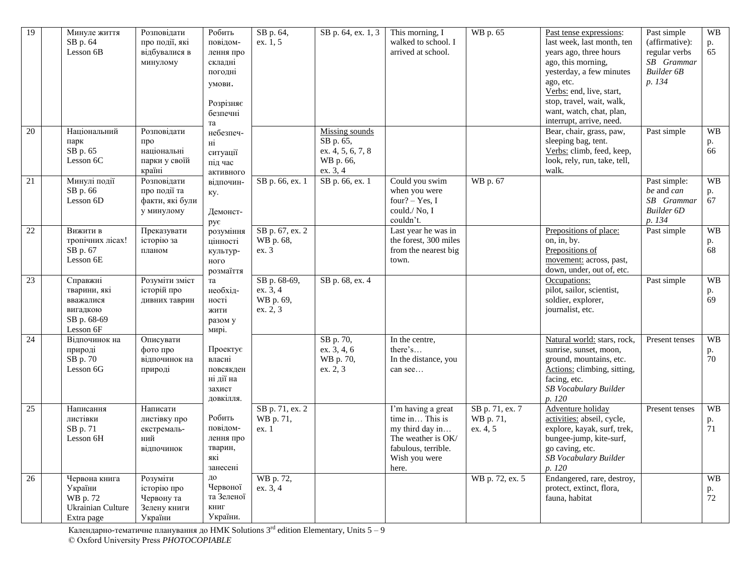| 19 | | Минуле життя SB p. 64 Lesson 6B | Розповідати про події, які відбувалися в минулому | Робить повідомлення про складні погодні умови. Розрізняє безпечні та небезпечні ситуації під час активного відпочинку. Демонструє розуміння цінності культурного розмаїття та необхідності жити разом у мирі. Проектує власні повсякденні дії на захист довкілля. Робить повідомлення про тварин, які занесені до Червоної та Зеленої книг України. | SB p. 64, ex. 1, 5 | SB p. 64, ex. 1, 3 | This morning, I walked to school. I arrived at school. | WB p. 65 | Past tense expressions: last week, last month, ten years ago, three hours ago, this morning, yesterday, a few minutes ago, etc. Verbs: end, live, start, stop, travel, wait, walk, want, watch, chat, plan, interrupt, arrive, need. | Past simple (affirmative): regular verbs *SB Grammar Builder 6B p. 134* | WB p. 65 |
|---|---|---|---|---|---|---|---|---|---|---|---|
| 20 | | Національний парк SB p. 65 Lesson 6C | Розповідати про національні парки у своїй країні | | | Missing sounds SB p. 65, ex. 4, 5, 6, 7, 8 WB p. 66, ex. 3, 4 | | | Bear, chair, grass, paw, sleeping bag, tent. Verbs: climb, feed, keep, look, rely, run, take, tell, walk. | Past simple | WB p. 66 |
| 21 | | Минулі події SB p. 66 Lesson 6D | Розповідати про події та факти, які були у минулому | | SB p. 66, ex. 1 | SB p. 66, ex. 1 | Could you swim when you were four? – Yes, I could./ No, I couldn't. | WB p. 67 | | Past simple: *be* and *can* *SB Grammar Builder 6D p. 134* | WB p. 67 |
| 22 | | Вижити в тропічних лісах! SB p. 67 Lesson 6E | Переказувати історію за планом | | SB p. 67, ex. 2 WB p. 68, ex. 3 | | Last year he was in the forest, 300 miles from the nearest big town. | | Prepositions of place: on, in, by. Prepositions of movement: across, past, down, under, out of, etc. | Past simple | WB p. 68 |
| 23 | | Справжні тварини, які вважалися вигадкою SB p. 68-69 Lesson 6F | Розуміти зміст історій про дивних таврин | | SB p. 68-69, ex. 3, 4 WB p. 69, ex. 2, 3 | SB p. 68, ex. 4 | | | Occupations: pilot, sailor, scientist, soldier, explorer, journalist, etc. | Past simple | WB p. 69 |
| 24 | | Відпочинок на природі SB p. 70 Lesson 6G | Описувати фото про відпочинок на природі | | | SB p. 70, ex. 3, 4, 6 WB p. 70, ex. 2, 3 | In the centre, there's… In the distance, you can see… | | Natural world: stars, rock, sunrise, sunset, moon, ground, mountains, etc. Actions: climbing, sitting, facing, etc. *SB Vocabulary Builder p. 120* | Present tenses | WB p. 70 |
| 25 | | Написання листівки SB p. 71 Lesson 6H | Написати листівку про екстремальний відпочинок | | SB p. 71, ex. 2 WB p. 71, ex. 1 | | I'm having a great time in… This is my third day in… The weather is OK/ fabulous, terrible. Wish you were here. | SB p. 71, ex. 7 WB p. 71, ex. 4, 5 | Adventure holiday activities: abseil, cycle, explore, kayak, surf, trek, bungee-jump, kite-surf, go caving, etc. *SB Vocabulary Builder p. 120* | Present tenses | WB p. 71 |
| 26 | | Червона книга України WB p. 72 Ukrainian Culture Extra page | Розуміти історію про Червону та Зелену книги України | | WB p. 72, ex. 3, 4 | | | WB p. 72, ex. 5 | Endangered, rare, destroy, protect, extinct, flora, fauna, habitat | | WB p. 72 |

Календарно-тематичне планування до НМК Solutions 3rd edition Elementary, Units 5 – 9
© Oxford University Press *PHOTOCOPIABLE*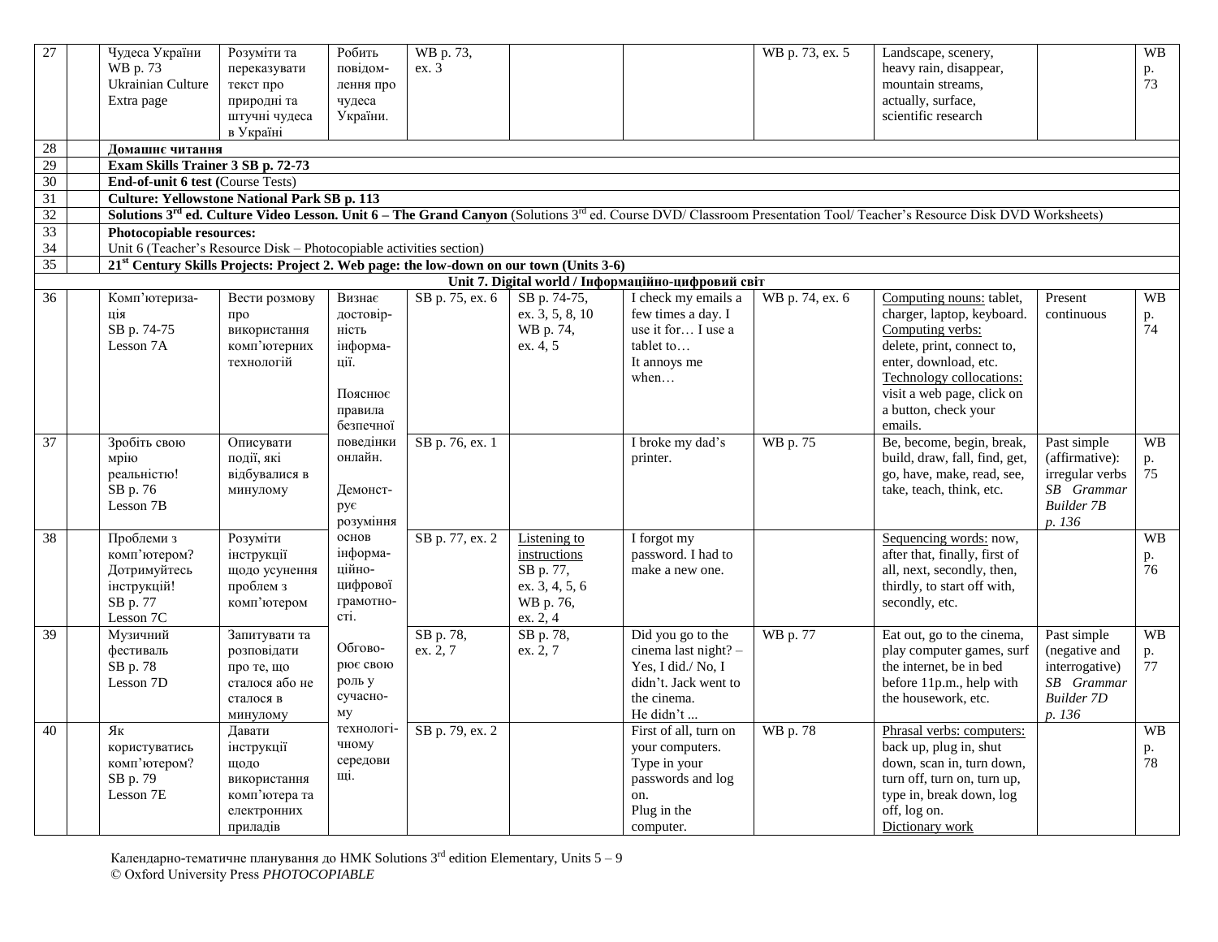| 27 | | Чудеса України WB p. 73 Ukrainian Culture Extra page | Розуміти та переказувати текст про природні та штучні чудеса в Україні | Робить повідом-лення про чудеса України. | WB p. 73, ex. 3 | | | WB p. 73, ex. 5 | Landscape, scenery, heavy rain, disappear, mountain streams, actually, surface, scientific research | | WB p. 73 |
|---|---|---|---|---|---|---|---|---|---|---|---|
| 28 | | **Домашнє читання** | | | | | | | | | |
| 29 | | **Exam Skills Trainer 3 SB p. 72-73** | | | | | | | | | |
| 30 | | **End-of-unit 6 test (**Course Tests) | | | | | | | | | |
| 31 | | **Culture: Yellowstone National Park SB p. 113** | | | | | | | | | |
| 32 | | **Solutions 3rd ed. Culture Video Lesson. Unit 6 – The Grand Canyon** (Solutions 3rd ed. Course DVD/ Classroom Presentation Tool/ Teacher's Resource Disk DVD Worksheets) | | | | | | | | | |
| 33 34 | | **Photocopiable resources:** Unit 6 (Teacher's Resource Disk – Photocopiable activities section) | | | | | | | | | |
| 35 | | **21st Century Skills Projects: Project 2. Web page: the low-down on our town (Units 3-6)** | | | | | | | | | |
| | | **Unit 7. Digital world / Інформаційно-цифровий світ** | | | | | | | | | |
| 36 | | Комп'ютериза-ція SB p. 74-75 Lesson 7A | Вести розмову про використання комп'ютерних технологій | Визнає достовір-ність інформа-ції. Пояснює правила безпечної поведінки онлайн. Демонст-рує розуміння основ інформа-ційно-цифрової грамотно-сті. Обгово-рює свою роль у сучасно-му технологі-чному середови-щі. | SB p. 75, ex. 6 | SB p. 74-75, ex. 3, 5, 8, 10 WB p. 74, ex. 4, 5 | I check my emails a few times a day. I use it for… I use a tablet to… It annoys me when… | WB p. 74, ex. 6 | Computing nouns: tablet, charger, laptop, keyboard. Computing verbs: delete, print, connect to, enter, download, etc. Technology collocations: visit a web page, click on a button, check your emails. | Present continuous | WB p. 74 |
| 37 | | Зробіть свою мрію реальністю! SB p. 76 Lesson 7B | Описувати події, які відбувалися в минулому | | SB p. 76, ex. 1 | | I broke my dad's printer. | WB p. 75 | Be, become, begin, break, build, draw, fall, find, get, go, have, make, read, see, take, teach, think, etc. | Past simple (affirmative): irregular verbs *SB Grammar Builder 7B p. 136* | WB p. 75 |
| 38 | | Проблеми з комп'ютером? Дотримуйтесь інструкцій! SB p. 77 Lesson 7C | Розуміти інструкції щодо усунення проблем з комп'ютером | | SB p. 77, ex. 2 | Listening to instructions SB p. 77, ex. 3, 4, 5, 6 WB p. 76, ex. 2, 4 | I forgot my password. I had to make a new one. | | Sequencing words: now, after that, finally, first of all, next, secondly, then, thirdly, to start off with, secondly, etc. | | WB p. 76 |
| 39 | | Музичний фестиваль SB p. 78 Lesson 7D | Запитувати та розповідати про те, що сталося або не сталося в минулому | | SB p. 78, ex. 2, 7 | SB p. 78, ex. 2, 7 | Did you go to the cinema last night? – Yes, I did./ No, I didn't. Jack went to the cinema. He didn't ... | WB p. 77 | Eat out, go to the cinema, play computer games, surf the internet, be in bed before 11p.m., help with the housework, etc. | Past simple (negative and interrogative) *SB Grammar Builder 7D p. 136* | WB p. 77 |
| 40 | | Як користуватись комп'ютером? SB p. 79 Lesson 7E | Давати інструкції щодо використання комп'ютера та електронних приладів | | SB p. 79, ex. 2 | | First of all, turn on your computers. Type in your passwords and log on. Plug in the computer. | WB p. 78 | Phrasal verbs: computers: back up, plug in, shut down, scan in, turn down, turn off, turn on, turn up, type in, break down, log off, log on. Dictionary work | | WB p. 78 |

Календарно-тематичне планування до НМК Solutions 3rd edition Elementary, Units 5 – 9
© Oxford University Press *PHOTOCOPIABLE*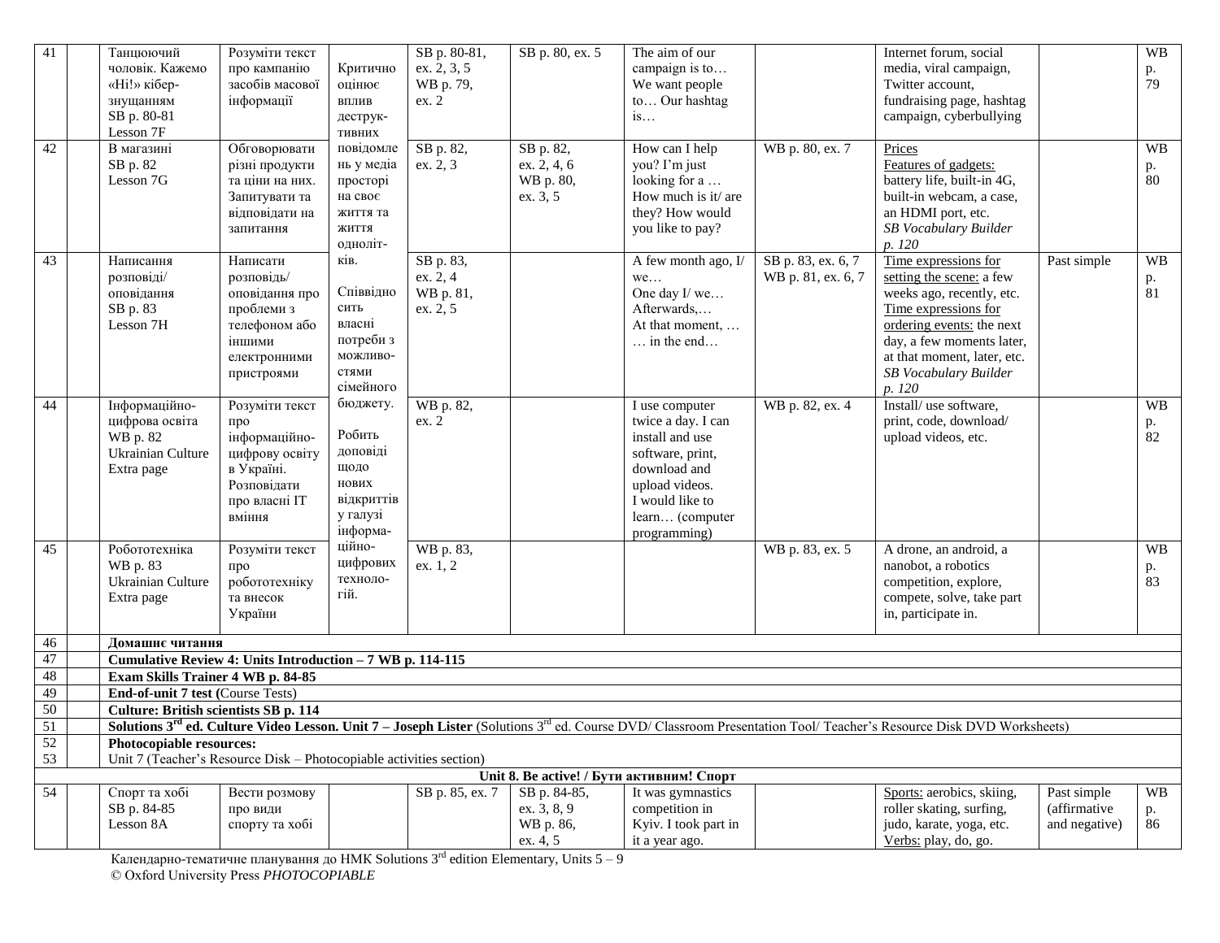| 41 | | Танцюючий чоловік. Кажемо «Ні!» кібер-знущанням SB p. 80-81 Lesson 7F | Розуміти текст про кампанію засобів масової інформації | Критично оцінює вплив деструктивних повідомлень у медіа просторі на своє життя та життя однолітків. Співвідносить власні потреби з можливостями сімейного бюджету. Робить доповіді щодо нових відкриттів у галузі інформаційно-цифрових технологій. | SB p. 80-81, ex. 2, 3, 5 WB p. 79, ex. 2 | SB p. 80, ex. 5 | The aim of our campaign is to… We want people to… Our hashtag is… | | Internet forum, social media, viral campaign, Twitter account, fundraising page, hashtag campaign, cyberbullying | | WB p. 79 |
|---|---|---|---|---|---|---|---|---|---|---|---|
| 42 | | В магазині SB p. 82 Lesson 7G | Обговорювати різні продукти та ціни на них. Запитувати та відповідати на запитання | | SB p. 82, ex. 2, 3 | SB p. 82, ex. 2, 4, 6 WB p. 80, ex. 3, 5 | How can I help you? I'm just looking for a … How much is it/ are they? How would you like to pay? | WB p. 80, ex. 7 | Prices Features of gadgets: battery life, built-in 4G, built-in webcam, a case, an HDMI port, etc. *SB Vocabulary Builder p. 120* | | WB p. 80 |
| 43 | | Написання розповіді/ оповідання SB p. 83 Lesson 7H | Написати розповідь/ оповідання про проблеми з телефоном або іншими електронними пристроями | | SB p. 83, ex. 2, 3 WB p. 81, ex. 2, 5 | | A few month ago, I/ we… One day I/ we… Afterwards,… At that moment, … … in the end… | SB p. 83, ex. 6, 7 WB p. 81, ex. 6, 7 | Time expressions for setting the scene: a few weeks ago, recently, etc. Time expressions for ordering events: the next day, a few moments later, at that moment, later, etc. *SB Vocabulary Builder p. 120* | Past simple | WB p. 81 |
| 44 | | Інформаційно-цифрова освіта WB p. 82 Ukrainian Culture Extra page | Розуміти текст про інформаційно-цифрову освіту в Україні. Розповідати про власні IT вміння | | WB p. 82, ex. 2 | | I use computer twice a day. I can install and use software, print, download and upload videos. I would like to learn… (computer programming) | WB p. 82, ex. 4 | Install/ use software, print, code, download/ upload videos, etc. | | WB p. 82 |
| 45 | | Робототехніка WB p. 83 Ukrainian Culture Extra page | Розуміти текст про робототехніку та внесок України | | WB p. 83, ex. 1, 2 | | | WB p. 83, ex. 5 | A drone, an android, a nanobot, a robotics competition, explore, compete, solve, take part in, participate in. | | WB p. 83 |
| 46 | | **Домашнє читання** | | | | | | | | | |
| 47 | | **Cumulative Review 4: Units Introduction – 7 WB p. 114-115** | | | | | | | | | |
| 48 | | **Exam Skills Trainer 4 WB p. 84-85** | | | | | | | | | |
| 49 | | **End-of-unit 7 test (**Course Tests) | | | | | | | | | |
| 50 | | **Culture: British scientists SB p. 114** | | | | | | | | | |
| 51 | | **Solutions 3rd ed. Culture Video Lesson. Unit 7 – Joseph Lister** (Solutions 3rd ed. Course DVD/ Classroom Presentation Tool/ Teacher's Resource Disk DVD Worksheets) | | | | | | | | | |
| 52 53 | | **Photocopiable resources:** Unit 7 (Teacher's Resource Disk – Photocopiable activities section) | | | | | | | | | |
| **Unit 8. Be active! / Бути активним! Спорт** | | | | | | | | | | | |
| 54 | | Спорт та хобі SB p. 84-85 Lesson 8A | Вести розмову про види спорту та хобі | | SB p. 85, ex. 7 | SB p. 84-85, ex. 3, 8, 9 WB p. 86, ex. 4, 5 | It was gymnastics competition in Kyiv. I took part in it a year ago. | | Sports: aerobics, skiing, roller skating, surfing, judo, karate, yoga, etc. Verbs: play, do, go. | Past simple (affirmative and negative) | WB p. 86 |

Календарно-тематичне планування до НМК Solutions 3rd edition Elementary, Units 5 – 9
© Oxford University Press *PHOTOCOPIABLE*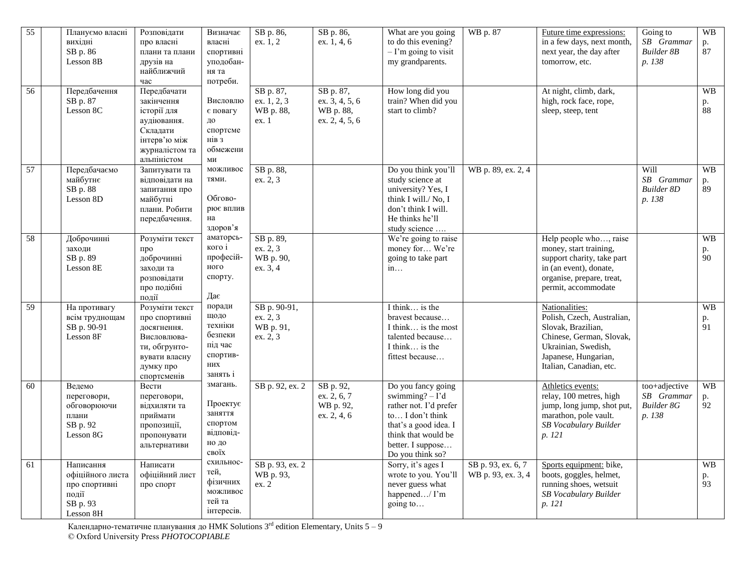| 55 | | Плануємо власні вихідні SB p. 86 Lesson 8B | Розповідати про власні плани та плани друзів на найближчий час | Визначає власні спортивні уподобан-ня та потреби. Висловлює повагу до спортсменів з обмеженими можливостями. Обгово-рює вплив на здоров'я аматорсь-кого і професій-ного спорту. Дає поради щодо техніки безпеки під час спортив-них занять і змагань. Проектує заняття спортом відповід-но до своїх схильнос-тей, фізичних можливостей та інтересів. | SB p. 86, ex. 1, 2 | SB p. 86, ex. 1, 4, 6 | What are you going to do this evening? – I'm going to visit my grandparents. | WB p. 87 | Future time expressions: in a few days, next month, next year, the day after tomorrow, etc. | Going to *SB Grammar Builder 8B p. 138* | WB p. 87 |
|---|---|---|---|---|---|---|---|---|---|---|---|
| 56 | | Передбачення SB p. 87 Lesson 8C | Передбачати закінчення історії для аудіювання. Складати інтерв'ю між журналістом та альпіністом | | SB p. 87, ex. 1, 2, 3 WB p. 88, ex. 1 | SB p. 87, ex. 3, 4, 5, 6 WB p. 88, ex. 2, 4, 5, 6 | How long did you train? When did you start to climb? | | At night, climb, dark, high, rock face, rope, sleep, steep, tent | | WB p. 88 |
| 57 | | Передбачаємо майбутнє SB p. 88 Lesson 8D | Запитувати та відповідати на запитання про майбутні плани. Робити передбачення. | | SB p. 88, ex. 2, 3 | | Do you think you'll study science at university? Yes, I think I will./ No, I don't think I will. He thinks he'll study science …. | WB p. 89, ex. 2, 4 | | Will *SB Grammar Builder 8D p. 138* | WB p. 89 |
| 58 | | Доброчинні заходи SB p. 89 Lesson 8E | Розуміти текст про доброчинні заходи та розповідати про подібні події | | SB p. 89, ex. 2, 3 WB p. 90, ex. 3, 4 | | We're going to raise money for… We're going to take part in… | | Help people who…, raise money, start training, support charity, take part in (an event), donate, organise, prepare, treat, permit, accommodate | | WB p. 90 |
| 59 | | На противагу всім труднощам SB p. 90-91 Lesson 8F | Розуміти текст про спортивні досягнення. Висловлюва-ти, обгрунто-вувати власну думку про спортсменів | | SB p. 90-91, ex. 2, 3 WB p. 91, ex. 2, 3 | | I think… is the bravest because… I think… is the most talented because… I think… is the fittest because… | | Nationalities: Polish, Czech, Australian, Slovak, Brazilian, Chinese, German, Slovak, Ukrainian, Swedish, Japanese, Hungarian, Italian, Canadian, etc. | | WB p. 91 |
| 60 | | Ведемо переговори, обговорюючи плани SB p. 92 Lesson 8G | Вести переговори, відхиляти та приймати пропозиції, пропонувати альтернативи | | SB p. 92, ex. 2 | SB p. 92, ex. 2, 6, 7 WB p. 92, ex. 2, 4, 6 | Do you fancy going swimming? – I'd rather not. I'd prefer to… I don't think that's a good idea. I think that would be better. I suppose… Do you think so? | | Athletics events: relay, 100 metres, high jump, long jump, shot put, marathon, pole vault. *SB Vocabulary Builder p. 121* | too+adjective *SB Grammar Builder 8G p. 138* | WB p. 92 |
| 61 | | Написання офіційного листа про спортивні події SB p. 93 Lesson 8H | Написати офіційний лист про спорт | | SB p. 93, ex. 2 WB p. 93, ex. 2 | | Sorry, it's ages I wrote to you. You'll never guess what happened…/ I'm going to… | SB p. 93, ex. 6, 7 WB p. 93, ex. 3, 4 | Sports equipment: bike, boots, goggles, helmet, running shoes, wetsuit *SB Vocabulary Builder p. 121* | | WB p. 93 |

Календарно-тематичне планування до НМК Solutions 3rd edition Elementary, Units 5 – 9
© Oxford University Press *PHOTOCOPIABLE*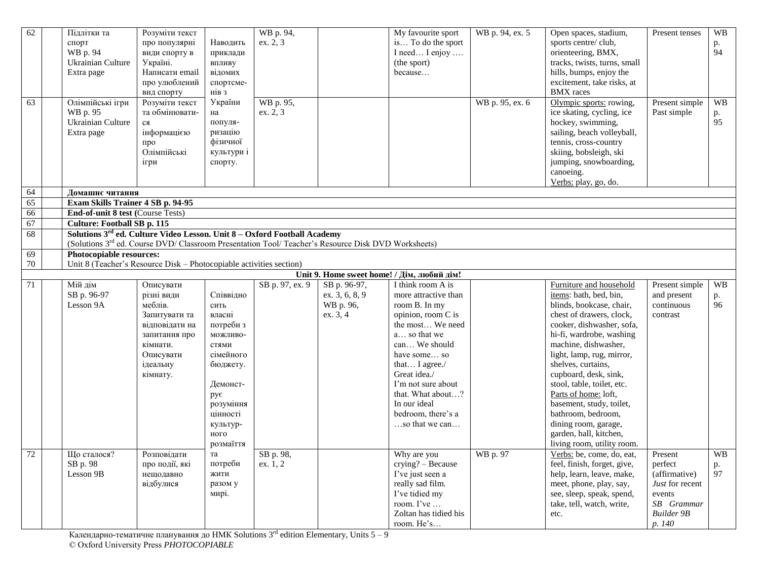| 62 | | Підлітки та спорт WB p. 94 Ukrainian Culture Extra page | Розуміти текст про популярні види спорту в Україні. Написати email про улюблений вид спорту | Наводить приклади впливу відомих спортсменів з України на популяризацію фізичної культури і спорту. | WB p. 94, ex. 2, 3 | | My favourite sport is… To do the sport I need… I enjoy …. (the sport) because… | WB p. 94, ex. 5 | Open spaces, stadium, sports centre/ club, orienteering, BMX, tracks, twists, turns, small hills, bumps, enjoy the excitement, take risks, at BMX races | Present tenses | WB p. 94 |
|---|---|---|---|---|---|---|---|---|---|---|---|
| 63 | | Олімпійські ігри WB p. 95 Ukrainian Culture Extra page | Розуміти текст та обмінюватися інформацією про Олімпійські ігри | | WB p. 95, ex. 2, 3 | | | WB p. 95, ex. 6 | Olympic sports: rowing, ice skating, cycling, ice hockey, swimming, sailing, beach volleyball, tennis, cross-country skiing, bobsleigh, ski jumping, snowboarding, canoeing. Verbs: play, go, do. | Present simple Past simple | WB p. 95 |
| 64 | | **Домашнє читання** | | | | | | | | | |
| 65 | | **Exam Skills Trainer 4 SB p. 94-95** | | | | | | | | | |
| 66 | | **End-of-unit 8 test (**Course Tests) | | | | | | | | | |
| 67 | | **Culture: Football SB p. 115** | | | | | | | | | |
| 68 | | **Solutions 3rd ed. Culture Video Lesson. Unit 8 – Oxford Football Academy** (Solutions 3rd ed. Course DVD/ Classroom Presentation Tool/ Teacher's Resource Disk DVD Worksheets) | | | | | | | | | |
| 69 70 | | **Photocopiable resources:** Unit 8 (Teacher's Resource Disk – Photocopiable activities section) | | | | | | | | | |
| | | | | | | **Unit 9. Home sweet home! / Дім, любий дім!** | | | | | |
| 71 | | Мій дім SB p. 96-97 Lesson 9A | Описувати різні види меблів. Запитувати та відповідати на запитання про кімнати. Описувати ідеальну кімнату. | Співвідносить власні потреби з можливостями сімейного бюджету. Демонструє розуміння цінності культурного розмаїття та потреби жити разом у мирі. | SB p. 97, ex. 9 | SB p. 96-97, ex. 3, 6, 8, 9 WB p. 96, ex. 3, 4 | I think room A is more attractive than room B. In my opinion, room C is the most… We need a… so that we can… We should have some… so that… I agree./ Great idea./ I'm not sure about that. What about…? In our ideal bedroom, there's a …so that we can… | | Furniture and household items: bath, bed, bin, blinds, bookcase, chair, chest of drawers, clock, cooker, dishwasher, sofa, hi-fi, wardrobe, washing machine, dishwasher, light, lamp, rug, mirror, shelves, curtains, cupboard, desk, sink, stool, table, toilet, etc. Parts of home: loft, basement, study, toilet, bathroom, bedroom, dining room, garage, garden, hall, kitchen, living room, utility room. | Present simple and present continuous contrast | WB p. 96 |
| 72 | | Що сталося? SB p. 98 Lesson 9B | Розповідати про події, які нещодавно відбулися | | SB p. 98, ex. 1, 2 | | Why are you crying? – Because I've just seen a really sad film. I've tidied my room. I've … Zoltan has tidied his room. He's… | WB p. 97 | Verbs: be, come, do, eat, feel, finish, forget, give, help, learn, leave, make, meet, phone, play, say, see, sleep, speak, spend, take, tell, watch, write, etc. | Present perfect (affirmative) *Just* for recent events *SB Grammar Builder 9B p. 140* | WB p. 97 |

Календарно-тематичне планування до НМК Solutions 3rd edition Elementary, Units 5 – 9
© Oxford University Press *PHOTOCOPIABLE*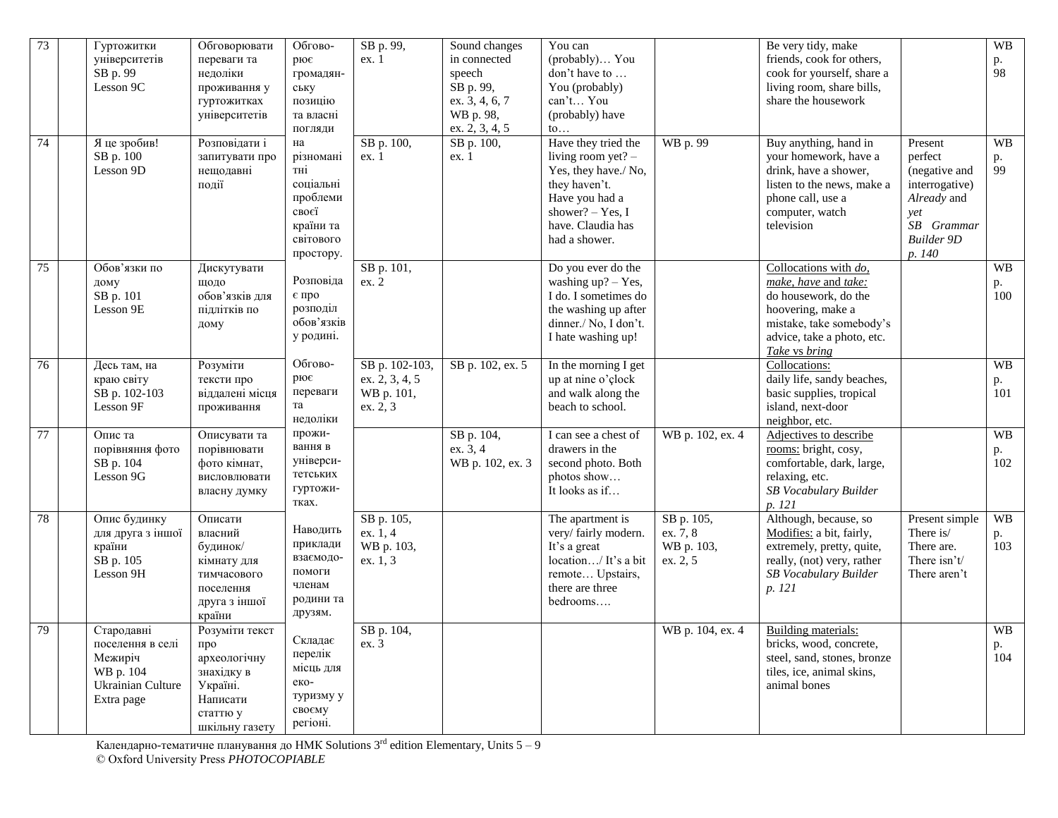| 73 | | Гуртожитки університетів SB p. 99 Lesson 9C | Обговорювати переваги та недоліки проживання у гуртожитках університетів | Обговорює громадянську позицію та власні погляди на різноманітні соціальні проблеми своєї країни та світового простору. | SB p. 99, ex. 1 | Sound changes in connected speech SB p. 99, ex. 3, 4, 6, 7 WB p. 98, ex. 2, 3, 4, 5 | You can (probably)… You don't have to … You (probably) can't… You (probably) have to… | | Be very tidy, make friends, cook for others, cook for yourself, share a living room, share bills, share the housework | | WB p. 98 |
|---|---|---|---|---|---|---|---|---|---|---|---|
| 74 | | Я це зробив! SB p. 100 Lesson 9D | Розповідати і запитувати про нещодавні події | | SB p. 100, ex. 1 | SB p. 100, ex. 1 | Have they tried the living room yet? – Yes, they have./ No, they haven't. Have you had a shower? – Yes, I have. Claudia has had a shower. | WB p. 99 | Buy anything, hand in your homework, have a drink, have a shower, listen to the news, make a phone call, use a computer, watch television | Present perfect (negative and interrogative) *Already* and *yet* *SB Grammar Builder 9D p. 140* | WB p. 99 |
| 75 | | Обов'язки по дому SB p. 101 Lesson 9E | Дискутувати щодо обов'язків для підлітків по дому | Розповідає про розподіл обов'язків у родині. | SB p. 101, ex. 2 | | Do you ever do the washing up? – Yes, I do. I sometimes do the washing up after dinner./ No, I don't. I hate washing up! | | Collocations with *do, make, have* and *take:* do housework, do the hoovering, make a mistake, take somebody's advice, take a photo, etc. *Take* vs *bring* | | WB p. 100 |
| 76 | | Десь там, на краю світу SB p. 102-103 Lesson 9F | Розуміти тексти про віддалені місця проживання | Обговорює переваги та недоліки проживання в університетських гуртожитках. | SB p. 102-103, ex. 2, 3, 4, 5 WB p. 101, ex. 2, 3 | SB p. 102, ex. 5 | In the morning I get up at nine o'çlock and walk along the beach to school. | | Collocations: daily life, sandy beaches, basic supplies, tropical island, next-door neighbor, etc. | | WB p. 101 |
| 77 | | Опис та порівняння фото SB p. 104 Lesson 9G | Описувати та порівнювати фото кімнат, висловлювати власну думку | | | SB p. 104, ex. 3, 4 WB p. 102, ex. 3 | I can see a chest of drawers in the second photo. Both photos show… It looks as if… | WB p. 102, ex. 4 | Adjectives to describe rooms: bright, cosy, comfortable, dark, large, relaxing, etc. *SB Vocabulary Builder p. 121* | | WB p. 102 |
| 78 | | Опис будинку для друга з іншої країни SB p. 105 Lesson 9H | Описати власний будинок/ кімнату для тимчасового поселення друга з іншої країни | Наводить приклади взаємодопомоги членам родини та друзям. | SB p. 105, ex. 1, 4 WB p. 103, ex. 1, 3 | | The apartment is very/ fairly modern. It's a great location…/ It's a bit remote… Upstairs, there are three bedrooms…. | SB p. 105, ex. 7, 8 WB p. 103, ex. 2, 5 | Although, because, so Modifies: a bit, fairly, extremely, pretty, quite, really, (not) very, rather *SB Vocabulary Builder p. 121* | Present simple There is/ There are. There isn't/ There aren't | WB p. 103 |
| 79 | | Стародавні поселення в селі Межиріч WB p. 104 Ukrainian Culture Extra page | Розуміти текст про археологічну знахідку в Україні. Написати статтю у шкільну газету | Складає перелік місць для екотуризму у своєму регіоні. | SB p. 104, ex. 3 | | | WB p. 104, ex. 4 | Building materials: bricks, wood, concrete, steel, sand, stones, bronze tiles, ice, animal skins, animal bones | | WB p. 104 |

Календарно-тематичне планування до НМК Solutions 3[rd] edition Elementary, Units 5 – 9
© Oxford University Press *PHOTOCOPIABLE*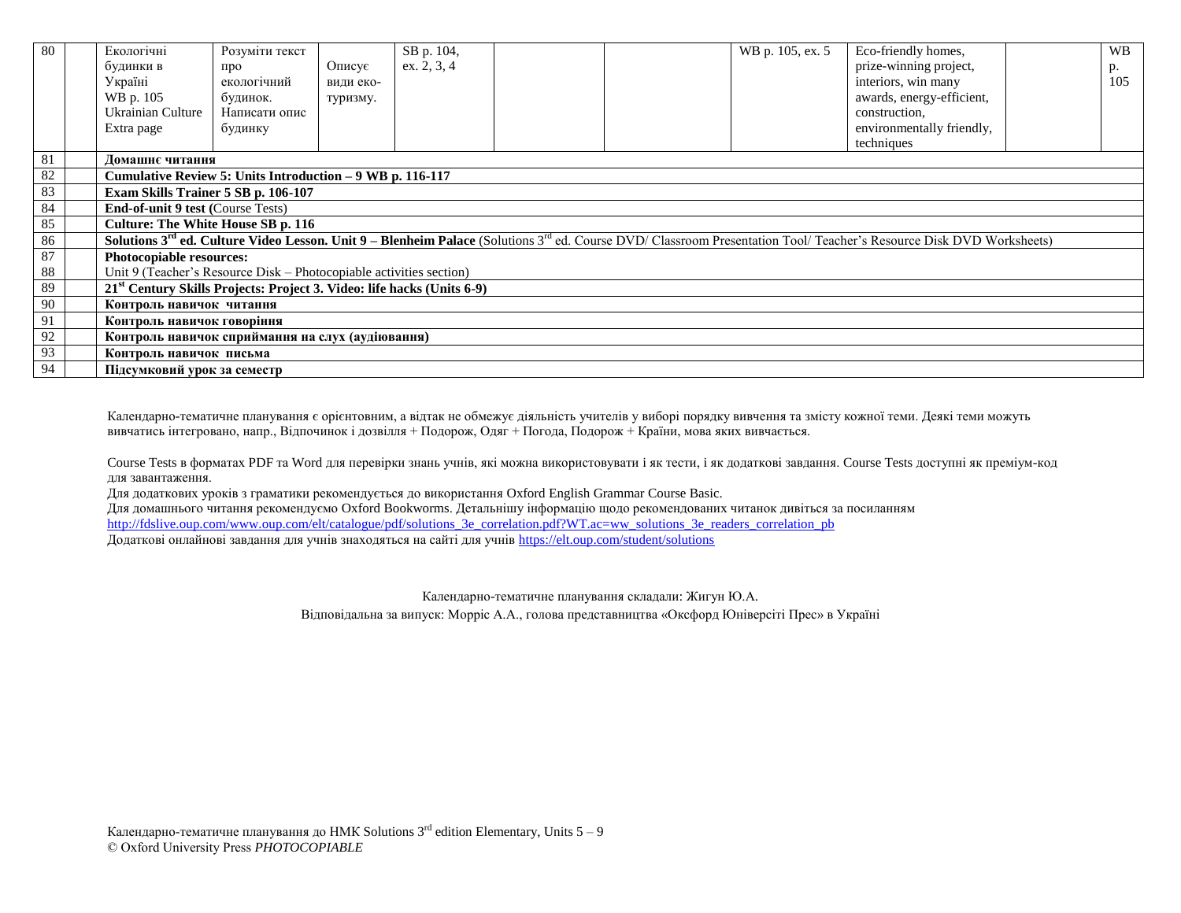| | | | | | | | | | | | |
|---|---|---|---|---|---|---|---|---|---|---|---|
| 80 | | Екологічні будинки в Україні WB p. 105 Ukrainian Culture Extra page | Розуміти текст про екологічний будинок. Написати опис будинку | Описує види еко-туризму. | SB p. 104, ex. 2, 3, 4 | | | WB p. 105, ex. 5 | Eco-friendly homes, prize-winning project, interiors, win many awards, energy-efficient, construction, environmentally friendly, techniques | | WB p. 105 |
| 81 | | **Домашнє читання** | | | | | | | | | |
| 82 | | **Cumulative Review 5: Units Introduction – 9 WB p. 116-117** | | | | | | | | | |
| 83 | | **Exam Skills Trainer 5 SB p. 106-107** | | | | | | | | | |
| 84 | | **End-of-unit 9 test (**Course Tests) | | | | | | | | | |
| 85 | | **Culture: The White House SB p. 116** | | | | | | | | | |
| 86 | | **Solutions 3rd ed. Culture Video Lesson. Unit 9 – Blenheim Palace** (Solutions 3rd ed. Course DVD/ Classroom Presentation Tool/ Teacher's Resource Disk DVD Worksheets) | | | | | | | | | |
| 87<br>88 | | **Photocopiable resources:**<br>Unit 9 (Teacher's Resource Disk – Photocopiable activities section) | | | | | | | | | |
| 89 | | **21st Century Skills Projects: Project 3. Video: life hacks (Units 6-9)** | | | | | | | | | |
| 90 | | **Контроль навичок читання** | | | | | | | | | |
| 91 | | **Контроль навичок говоріння** | | | | | | | | | |
| 92 | | **Контроль навичок сприймання на слух (аудіювання)** | | | | | | | | | |
| 93 | | **Контроль навичок письма** | | | | | | | | | |
| 94 | | **Підсумковий урок за семестр** | | | | | | | | | |

Календарно-тематичне планування є орієнтовним, а відтак не обмежує діяльність учителів у виборі порядку вивчення та змісту кожної теми. Деякі теми можуть вивчатись інтегровано, напр., Відпочинок і дозвілля + Подорож, Одяг + Погода, Подорож + Країни, мова яких вивчається.

Course Tests в форматах PDF та Word для перевірки знань учнів, які можна використовувати і як тести, і як додаткові завдання. Course Tests доступні як преміум-код для завантаження.

Для додаткових уроків з граматики рекомендується до використання Oxford English Grammar Course Basic.

Для домашнього читання рекомендуємо Oxford Bookworms. Детальнішу інформацію щодо рекомендованих читанок дивіться за посиланням http://fdslive.oup.com/www.oup.com/elt/catalogue/pdf/solutions_3e_correlation.pdf?WT.ac=ww_solutions_3e_readers_correlation_pb

Додаткові онлайнові завдання для учнів знаходяться на сайті для учнів https://elt.oup.com/student/solutions

Календарно-тематичне планування складали: Жигун Ю.А.

Відповідальна за випуск: Морріс А.А., голова представництва «Оксфорд Юніверсіті Прес» в Україні